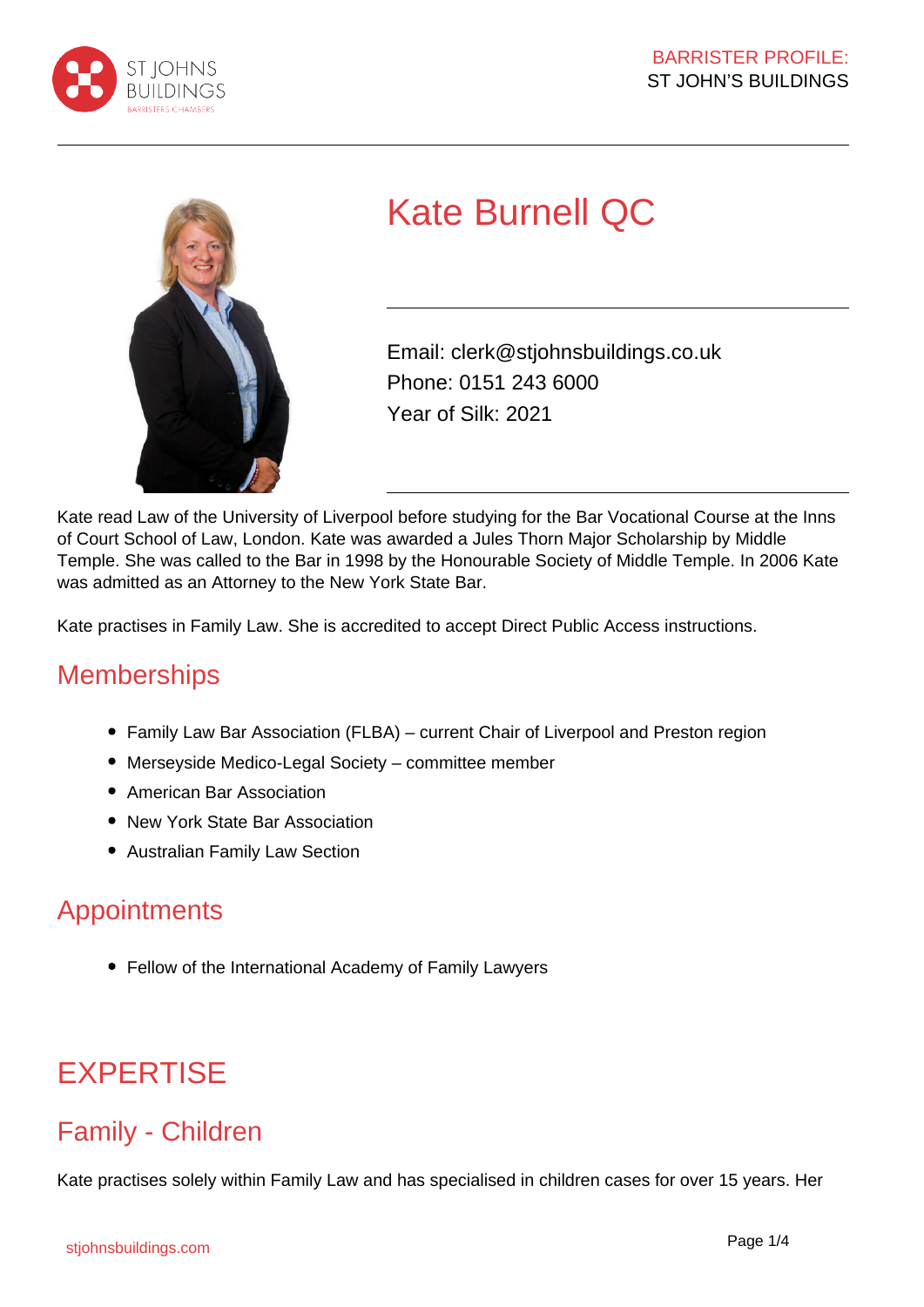# Kate Burnell QC

Email: clerk@stjohnsbuildings.co.uk
Phone: 0151 243 6000
Year of Silk: 2021

Kate read Law of the University of Liverpool before studying for the Bar Vocational Course at the Inns of Court School of Law, London. Kate was awarded a Jules Thorn Major Scholarship by Middle Temple. She was called to the Bar in 1998 by the Honourable Society of Middle Temple. In 2006 Kate was admitted as an Attorney to the New York State Bar.

Kate practises in Family Law. She is accredited to accept Direct Public Access instructions.

## Memberships

- Family Law Bar Association (FLBA) – current Chair of Liverpool and Preston region
- Merseyside Medico-Legal Society – committee member
- American Bar Association
- New York State Bar Association
- Australian Family Law Section

## Appointments

- Fellow of the International Academy of Family Lawyers

# EXPERTISE

## Family - Children

Kate practises solely within Family Law and has specialised in children cases for over 15 years. Her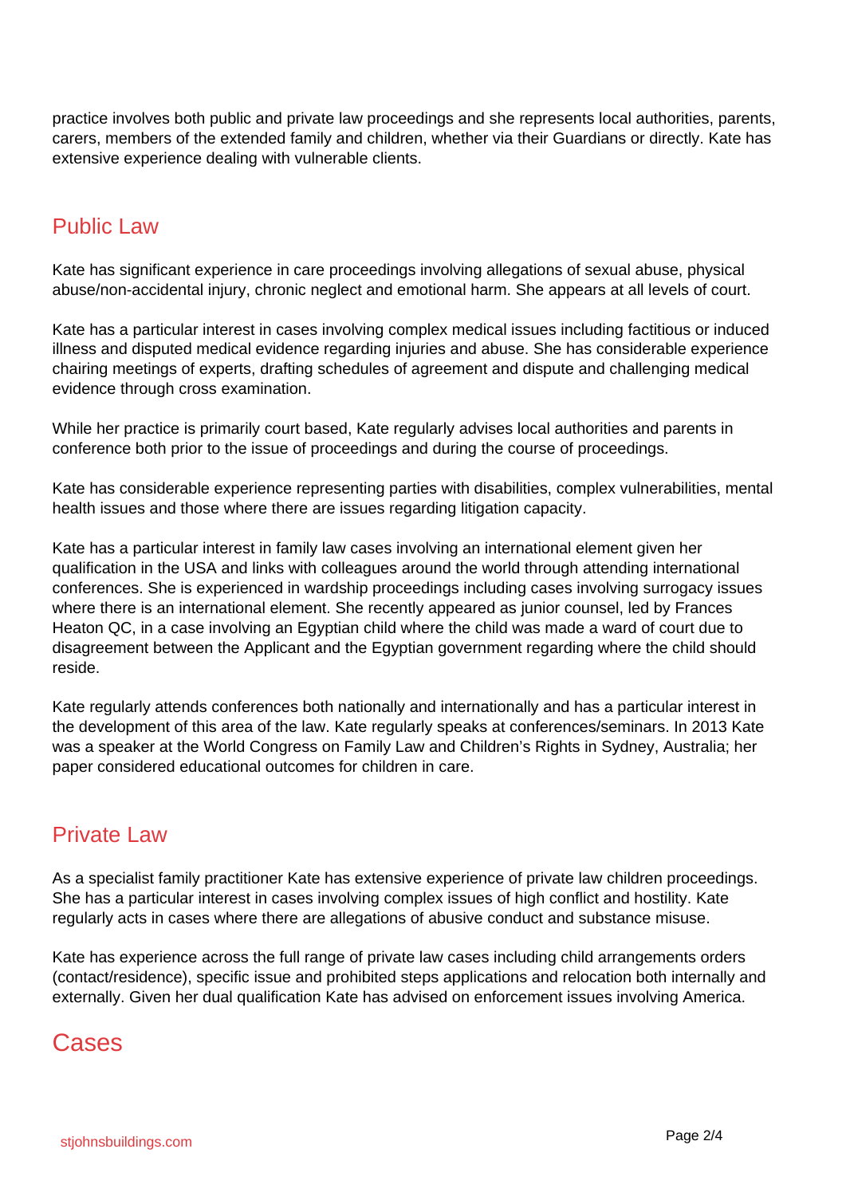practice involves both public and private law proceedings and she represents local authorities, parents, carers, members of the extended family and children, whether via their Guardians or directly. Kate has extensive experience dealing with vulnerable clients.

## Public Law

Kate has significant experience in care proceedings involving allegations of sexual abuse, physical abuse/non-accidental injury, chronic neglect and emotional harm. She appears at all levels of court.

Kate has a particular interest in cases involving complex medical issues including factitious or induced illness and disputed medical evidence regarding injuries and abuse. She has considerable experience chairing meetings of experts, drafting schedules of agreement and dispute and challenging medical evidence through cross examination.

While her practice is primarily court based, Kate regularly advises local authorities and parents in conference both prior to the issue of proceedings and during the course of proceedings.

Kate has considerable experience representing parties with disabilities, complex vulnerabilities, mental health issues and those where there are issues regarding litigation capacity.

Kate has a particular interest in family law cases involving an international element given her qualification in the USA and links with colleagues around the world through attending international conferences. She is experienced in wardship proceedings including cases involving surrogacy issues where there is an international element. She recently appeared as junior counsel, led by Frances Heaton QC, in a case involving an Egyptian child where the child was made a ward of court due to disagreement between the Applicant and the Egyptian government regarding where the child should reside.

Kate regularly attends conferences both nationally and internationally and has a particular interest in the development of this area of the law. Kate regularly speaks at conferences/seminars. In 2013 Kate was a speaker at the World Congress on Family Law and Children's Rights in Sydney, Australia; her paper considered educational outcomes for children in care.

## Private Law

As a specialist family practitioner Kate has extensive experience of private law children proceedings. She has a particular interest in cases involving complex issues of high conflict and hostility. Kate regularly acts in cases where there are allegations of abusive conduct and substance misuse.

Kate has experience across the full range of private law cases including child arrangements orders (contact/residence), specific issue and prohibited steps applications and relocation both internally and externally. Given her dual qualification Kate has advised on enforcement issues involving America.

## Cases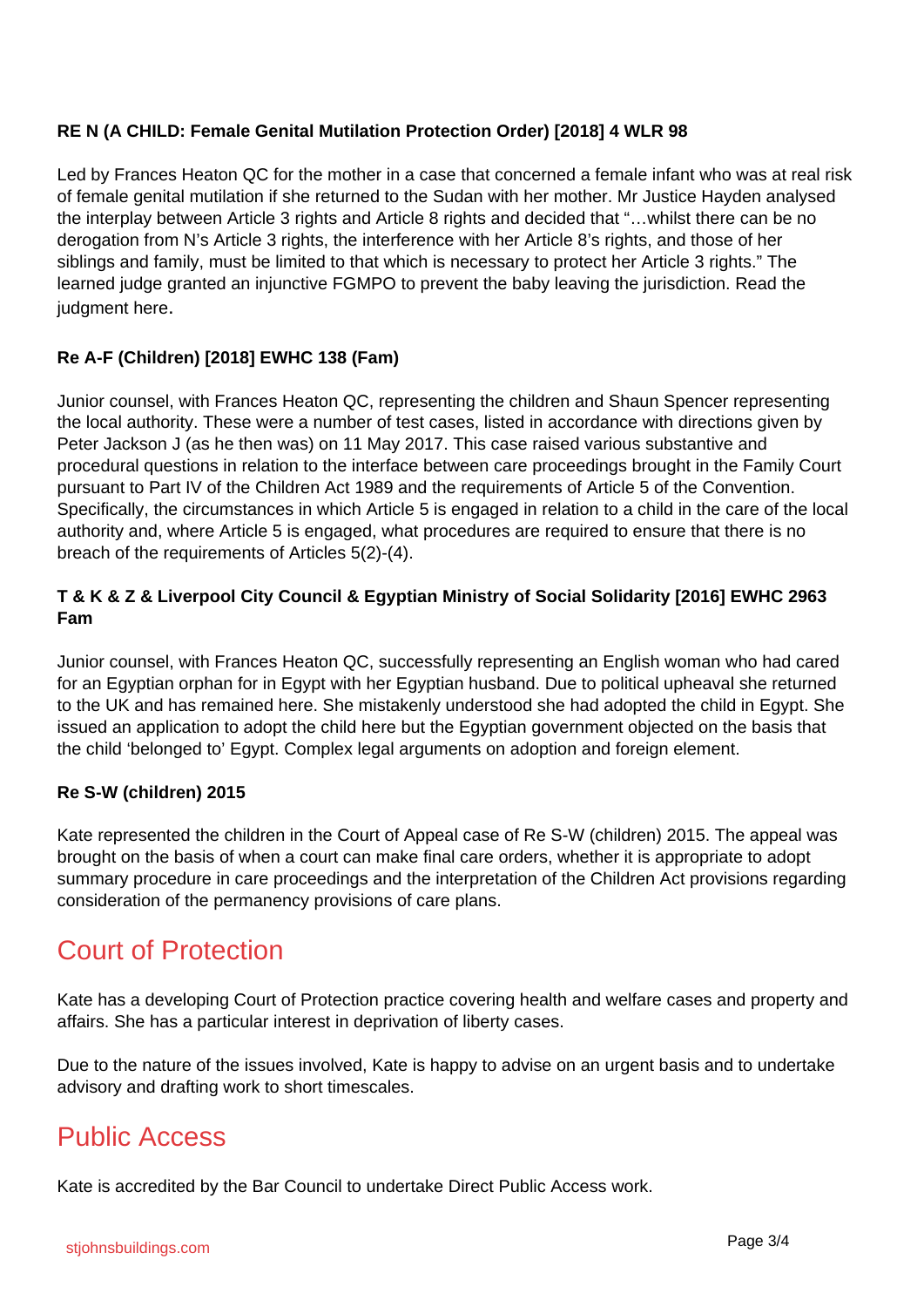**RE N (A CHILD: Female Genital Mutilation Protection Order) [2018] 4 WLR 98**

Led by Frances Heaton QC for the mother in a case that concerned a female infant who was at real risk of female genital mutilation if she returned to the Sudan with her mother. Mr Justice Hayden analysed the interplay between Article 3 rights and Article 8 rights and decided that "…whilst there can be no derogation from N's Article 3 rights, the interference with her Article 8's rights, and those of her siblings and family, must be limited to that which is necessary to protect her Article 3 rights." The learned judge granted an injunctive FGMPO to prevent the baby leaving the jurisdiction. Read the judgment here.

**Re A-F (Children) [2018] EWHC 138 (Fam)**

Junior counsel, with Frances Heaton QC, representing the children and Shaun Spencer representing the local authority. These were a number of test cases, listed in accordance with directions given by Peter Jackson J (as he then was) on 11 May 2017. This case raised various substantive and procedural questions in relation to the interface between care proceedings brought in the Family Court pursuant to Part IV of the Children Act 1989 and the requirements of Article 5 of the Convention. Specifically, the circumstances in which Article 5 is engaged in relation to a child in the care of the local authority and, where Article 5 is engaged, what procedures are required to ensure that there is no breach of the requirements of Articles 5(2)-(4).

**T & K & Z & Liverpool City Council & Egyptian Ministry of Social Solidarity [2016] EWHC 2963 Fam**

Junior counsel, with Frances Heaton QC, successfully representing an English woman who had cared for an Egyptian orphan for in Egypt with her Egyptian husband. Due to political upheaval she returned to the UK and has remained here. She mistakenly understood she had adopted the child in Egypt. She issued an application to adopt the child here but the Egyptian government objected on the basis that the child 'belonged to' Egypt. Complex legal arguments on adoption and foreign element.

**Re S-W (children) 2015**

Kate represented the children in the Court of Appeal case of Re S-W (children) 2015. The appeal was brought on the basis of when a court can make final care orders, whether it is appropriate to adopt summary procedure in care proceedings and the interpretation of the Children Act provisions regarding consideration of the permanency provisions of care plans.

## Court of Protection

Kate has a developing Court of Protection practice covering health and welfare cases and property and affairs. She has a particular interest in deprivation of liberty cases.

Due to the nature of the issues involved, Kate is happy to advise on an urgent basis and to undertake advisory and drafting work to short timescales.

## Public Access

Kate is accredited by the Bar Council to undertake Direct Public Access work.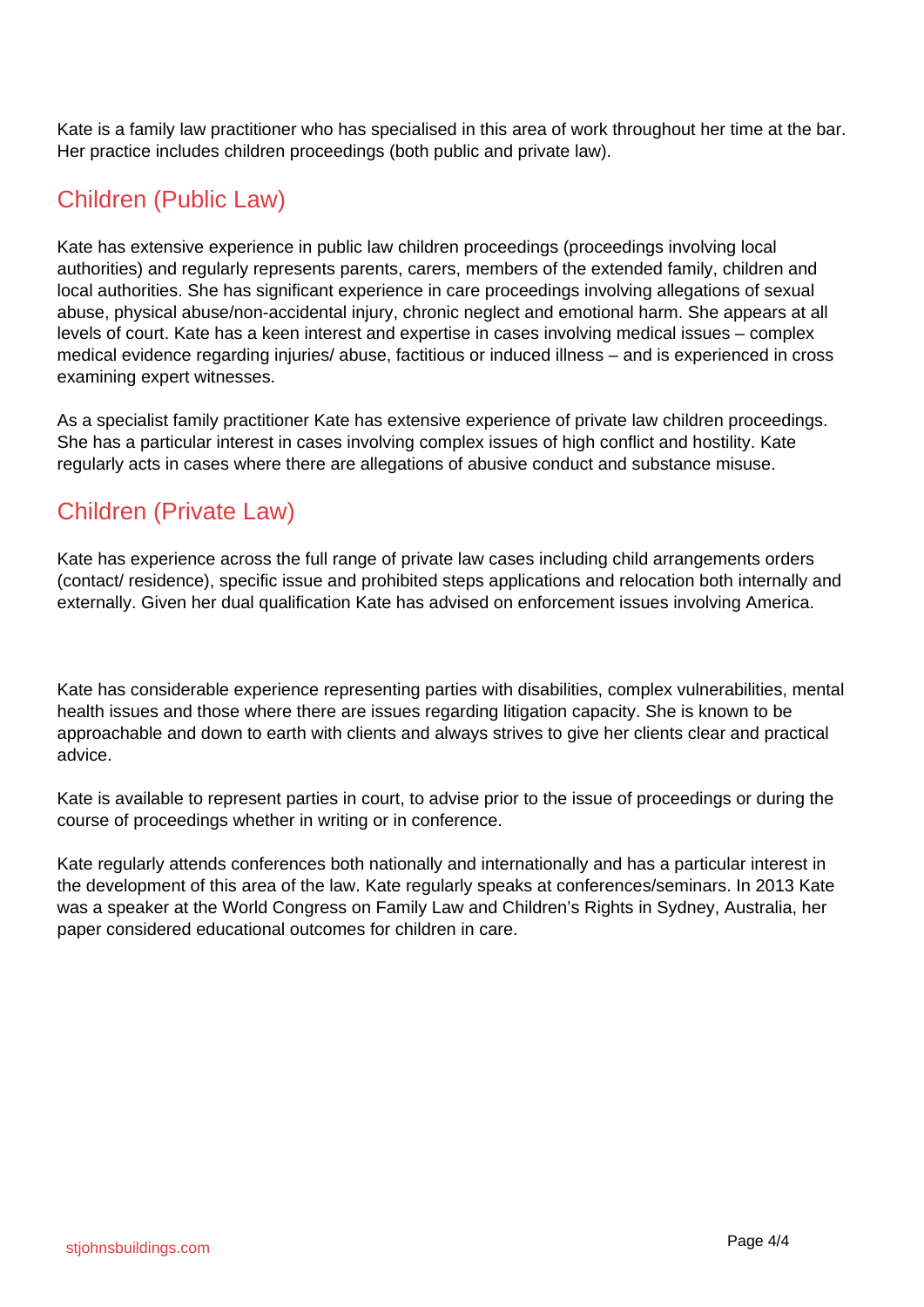Kate is a family law practitioner who has specialised in this area of work throughout her time at the bar. Her practice includes children proceedings (both public and private law).

## Children (Public Law)

Kate has extensive experience in public law children proceedings (proceedings involving local authorities) and regularly represents parents, carers, members of the extended family, children and local authorities. She has significant experience in care proceedings involving allegations of sexual abuse, physical abuse/non-accidental injury, chronic neglect and emotional harm. She appears at all levels of court. Kate has a keen interest and expertise in cases involving medical issues – complex medical evidence regarding injuries/ abuse, factitious or induced illness – and is experienced in cross examining expert witnesses.

As a specialist family practitioner Kate has extensive experience of private law children proceedings. She has a particular interest in cases involving complex issues of high conflict and hostility. Kate regularly acts in cases where there are allegations of abusive conduct and substance misuse.

## Children (Private Law)

Kate has experience across the full range of private law cases including child arrangements orders (contact/ residence), specific issue and prohibited steps applications and relocation both internally and externally. Given her dual qualification Kate has advised on enforcement issues involving America.

Kate has considerable experience representing parties with disabilities, complex vulnerabilities, mental health issues and those where there are issues regarding litigation capacity. She is known to be approachable and down to earth with clients and always strives to give her clients clear and practical advice.

Kate is available to represent parties in court, to advise prior to the issue of proceedings or during the course of proceedings whether in writing or in conference.

Kate regularly attends conferences both nationally and internationally and has a particular interest in the development of this area of the law. Kate regularly speaks at conferences/seminars. In 2013 Kate was a speaker at the World Congress on Family Law and Children's Rights in Sydney, Australia, her paper considered educational outcomes for children in care.